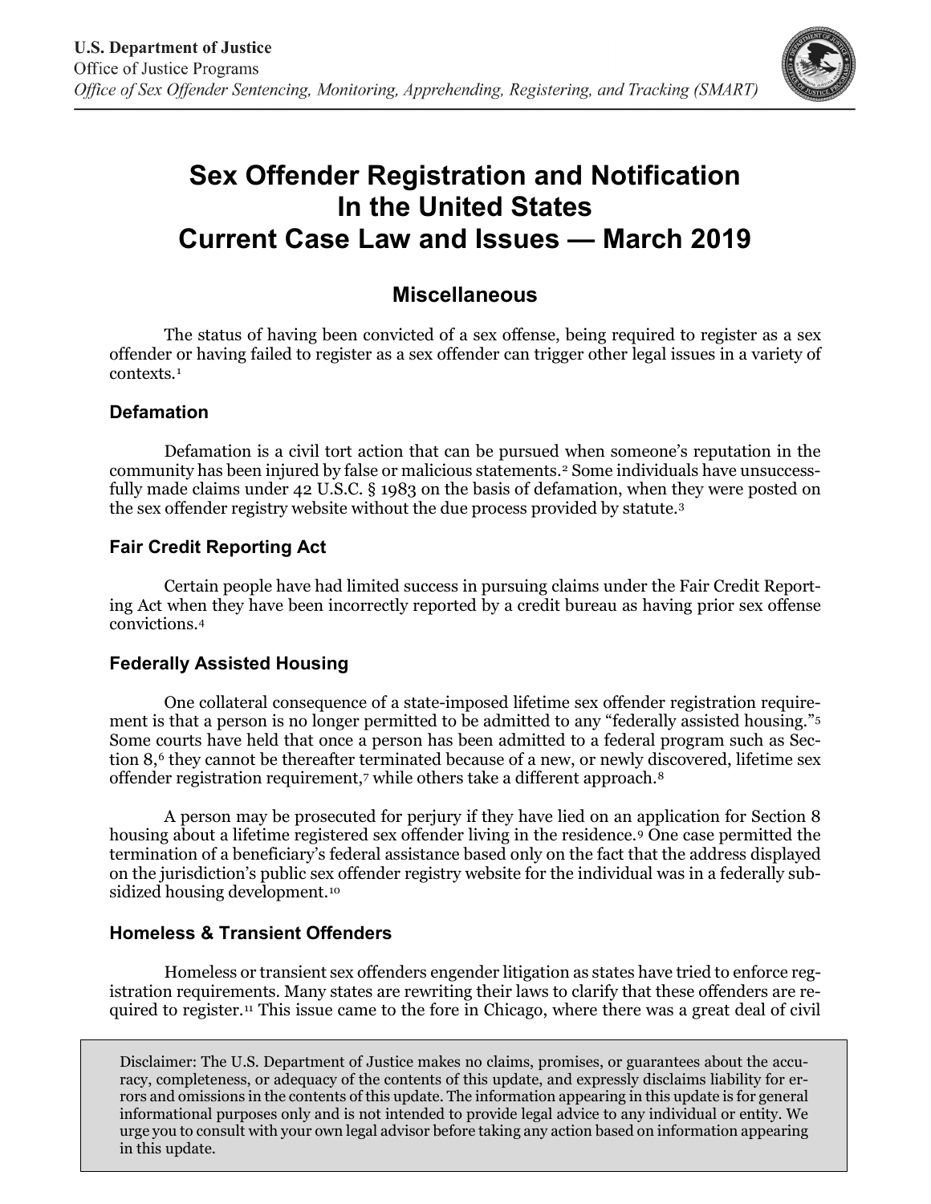U.S. Department of Justice
Office of Justice Programs
*Office of Sex Offender Sentencing, Monitoring, Apprehending, Registering, and Tracking (SMART)*

# Sex Offender Registration and Notification In the United States Current Case Law and Issues — March 2019

## Miscellaneous

The status of having been convicted of a sex offense, being required to register as a sex offender or having failed to register as a sex offender can trigger other legal issues in a variety of contexts.[1]

### Defamation

Defamation is a civil tort action that can be pursued when someone's reputation in the community has been injured by false or malicious statements.[2] Some individuals have unsuccessfully made claims under 42 U.S.C. § 1983 on the basis of defamation, when they were posted on the sex offender registry website without the due process provided by statute.[3]

### Fair Credit Reporting Act

Certain people have had limited success in pursuing claims under the Fair Credit Reporting Act when they have been incorrectly reported by a credit bureau as having prior sex offense convictions.[4]

### Federally Assisted Housing

One collateral consequence of a state-imposed lifetime sex offender registration requirement is that a person is no longer permitted to be admitted to any "federally assisted housing."[5] Some courts have held that once a person has been admitted to a federal program such as Section 8,[6] they cannot be thereafter terminated because of a new, or newly discovered, lifetime sex offender registration requirement,[7] while others take a different approach.[8]

A person may be prosecuted for perjury if they have lied on an application for Section 8 housing about a lifetime registered sex offender living in the residence.[9] One case permitted the termination of a beneficiary's federal assistance based only on the fact that the address displayed on the jurisdiction's public sex offender registry website for the individual was in a federally subsidized housing development.[10]

### Homeless & Transient Offenders

Homeless or transient sex offenders engender litigation as states have tried to enforce registration requirements. Many states are rewriting their laws to clarify that these offenders are required to register.[11] This issue came to the fore in Chicago, where there was a great deal of civil

Disclaimer: The U.S. Department of Justice makes no claims, promises, or guarantees about the accuracy, completeness, or adequacy of the contents of this update, and expressly disclaims liability for errors and omissions in the contents of this update. The information appearing in this update is for general informational purposes only and is not intended to provide legal advice to any individual or entity. We urge you to consult with your own legal advisor before taking any action based on information appearing in this update.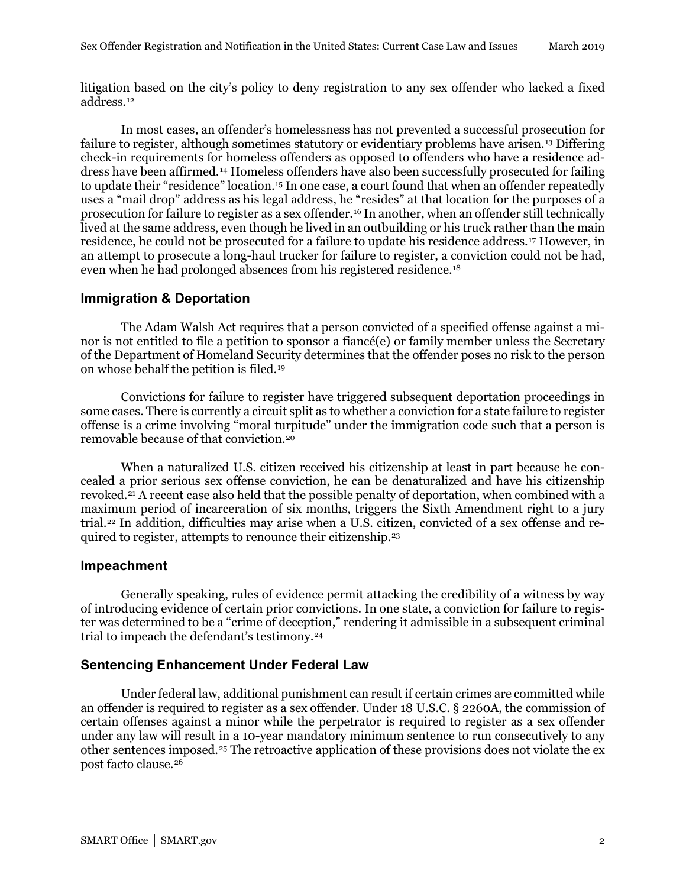litigation based on the city's policy to deny registration to any sex offender who lacked a fixed address.[12]

In most cases, an offender's homelessness has not prevented a successful prosecution for failure to register, although sometimes statutory or evidentiary problems have arisen.[13] Differing check-in requirements for homeless offenders as opposed to offenders who have a residence address have been affirmed.[14] Homeless offenders have also been successfully prosecuted for failing to update their "residence" location.[15] In one case, a court found that when an offender repeatedly uses a "mail drop" address as his legal address, he "resides" at that location for the purposes of a prosecution for failure to register as a sex offender.[16] In another, when an offender still technically lived at the same address, even though he lived in an outbuilding or his truck rather than the main residence, he could not be prosecuted for a failure to update his residence address.[17] However, in an attempt to prosecute a long-haul trucker for failure to register, a conviction could not be had, even when he had prolonged absences from his registered residence.[18]

## Immigration & Deportation

The Adam Walsh Act requires that a person convicted of a specified offense against a minor is not entitled to file a petition to sponsor a fiancé(e) or family member unless the Secretary of the Department of Homeland Security determines that the offender poses no risk to the person on whose behalf the petition is filed.[19]

Convictions for failure to register have triggered subsequent deportation proceedings in some cases. There is currently a circuit split as to whether a conviction for a state failure to register offense is a crime involving "moral turpitude" under the immigration code such that a person is removable because of that conviction.[20]

When a naturalized U.S. citizen received his citizenship at least in part because he concealed a prior serious sex offense conviction, he can be denaturalized and have his citizenship revoked.[21] A recent case also held that the possible penalty of deportation, when combined with a maximum period of incarceration of six months, triggers the Sixth Amendment right to a jury trial.[22] In addition, difficulties may arise when a U.S. citizen, convicted of a sex offense and required to register, attempts to renounce their citizenship.[23]

## Impeachment

Generally speaking, rules of evidence permit attacking the credibility of a witness by way of introducing evidence of certain prior convictions. In one state, a conviction for failure to register was determined to be a "crime of deception," rendering it admissible in a subsequent criminal trial to impeach the defendant's testimony.[24]

## Sentencing Enhancement Under Federal Law

Under federal law, additional punishment can result if certain crimes are committed while an offender is required to register as a sex offender. Under 18 U.S.C. § 2260A, the commission of certain offenses against a minor while the perpetrator is required to register as a sex offender under any law will result in a 10-year mandatory minimum sentence to run consecutively to any other sentences imposed.[25] The retroactive application of these provisions does not violate the ex post facto clause.[26]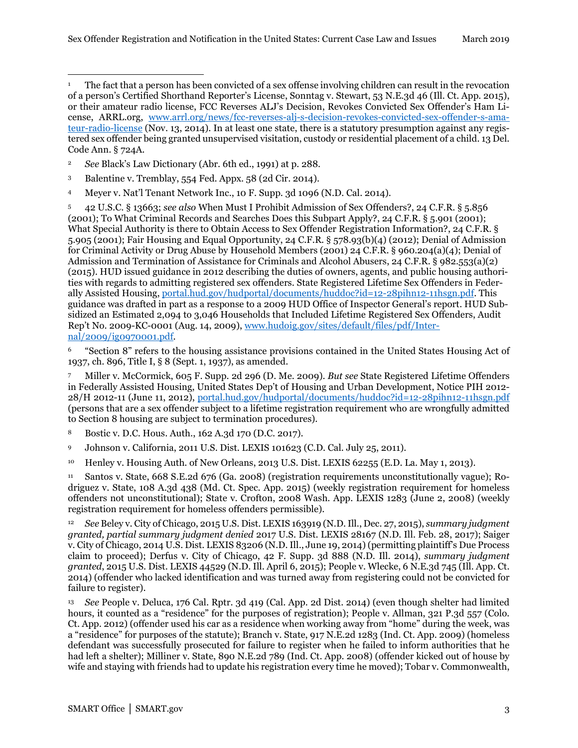[1] The fact that a person has been convicted of a sex offense involving children can result in the revocation of a person's Certified Shorthand Reporter's License, Sonntag v. Stewart, 53 N.E.3d 46 (Ill. Ct. App. 2015), or their amateur radio license, FCC Reverses ALJ's Decision, Revokes Convicted Sex Offender's Ham License, ARRL.org, www.arrl.org/news/fcc-reverses-alj-s-decision-revokes-convicted-sex-offender-s-amateur-radio-license (Nov. 13, 2014). In at least one state, there is a statutory presumption against any registered sex offender being granted unsupervised visitation, custody or residential placement of a child. 13 Del. Code Ann. § 724A.

[2] *See* Black's Law Dictionary (Abr. 6th ed., 1991) at p. 288.

[3] Balentine v. Tremblay, 554 Fed. Appx. 58 (2d Cir. 2014).

[4] Meyer v. Nat'l Tenant Network Inc., 10 F. Supp. 3d 1096 (N.D. Cal. 2014).

[5] 42 U.S.C. § 13663; *see also* When Must I Prohibit Admission of Sex Offenders?, 24 C.F.R. § 5.856 (2001); To What Criminal Records and Searches Does this Subpart Apply?, 24 C.F.R. § 5.901 (2001); What Special Authority is there to Obtain Access to Sex Offender Registration Information?, 24 C.F.R. § 5.905 (2001); Fair Housing and Equal Opportunity, 24 C.F.R. § 578.93(b)(4) (2012); Denial of Admission for Criminal Activity or Drug Abuse by Household Members (2001) 24 C.F.R. § 960.204(a)(4); Denial of Admission and Termination of Assistance for Criminals and Alcohol Abusers, 24 C.F.R. § 982.553(a)(2) (2015). HUD issued guidance in 2012 describing the duties of owners, agents, and public housing authorities with regards to admitting registered sex offenders. State Registered Lifetime Sex Offenders in Federally Assisted Housing, portal.hud.gov/hudportal/documents/huddoc?id=12-28pihn12-11hsgn.pdf. This guidance was drafted in part as a response to a 2009 HUD Office of Inspector General's report. HUD Subsidized an Estimated 2,094 to 3,046 Households that Included Lifetime Registered Sex Offenders, Audit Rep't No. 2009-KC-0001 (Aug. 14, 2009), www.hudoig.gov/sites/default/files/pdf/Internal/2009/ig0970001.pdf.

[6] "Section 8" refers to the housing assistance provisions contained in the United States Housing Act of 1937, ch. 896, Title I, § 8 (Sept. 1, 1937), as amended.

[7] Miller v. McCormick, 605 F. Supp. 2d 296 (D. Me. 2009). *But see* State Registered Lifetime Offenders in Federally Assisted Housing, United States Dep't of Housing and Urban Development, Notice PIH 2012-28/H 2012-11 (June 11, 2012), portal.hud.gov/hudportal/documents/huddoc?id=12-28pihn12-11hsgn.pdf (persons that are a sex offender subject to a lifetime registration requirement who are wrongfully admitted to Section 8 housing are subject to termination procedures).

[8] Bostic v. D.C. Hous. Auth., 162 A.3d 170 (D.C. 2017).

[9] Johnson v. California, 2011 U.S. Dist. LEXIS 101623 (C.D. Cal. July 25, 2011).

[10] Henley v. Housing Auth. of New Orleans, 2013 U.S. Dist. LEXIS 62255 (E.D. La. May 1, 2013).

[11] Santos v. State, 668 S.E.2d 676 (Ga. 2008) (registration requirements unconstitutionally vague); Rodriguez v. State, 108 A.3d 438 (Md. Ct. Spec. App. 2015) (weekly registration requirement for homeless offenders not unconstitutional); State v. Crofton, 2008 Wash. App. LEXIS 1283 (June 2, 2008) (weekly registration requirement for homeless offenders permissible).

[12] *See* Beley v. City of Chicago, 2015 U.S. Dist. LEXIS 163919 (N.D. Ill., Dec. 27, 2015), *summary judgment granted, partial summary judgment denied* 2017 U.S. Dist. LEXIS 28167 (N.D. Ill. Feb. 28, 2017); Saiger v. City of Chicago, 2014 U.S. Dist. LEXIS 83206 (N.D. Ill., June 19, 2014) (permitting plaintiff's Due Process claim to proceed); Derfus v. City of Chicago, 42 F. Supp. 3d 888 (N.D. Ill. 2014), *summary judgment granted*, 2015 U.S. Dist. LEXIS 44529 (N.D. Ill. April 6, 2015); People v. Wlecke, 6 N.E.3d 745 (Ill. App. Ct. 2014) (offender who lacked identification and was turned away from registering could not be convicted for failure to register).

[13] *See* People v. Deluca, 176 Cal. Rptr. 3d 419 (Cal. App. 2d Dist. 2014) (even though shelter had limited hours, it counted as a "residence" for the purposes of registration); People v. Allman, 321 P.3d 557 (Colo. Ct. App. 2012) (offender used his car as a residence when working away from "home" during the week, was a "residence" for purposes of the statute); Branch v. State, 917 N.E.2d 1283 (Ind. Ct. App. 2009) (homeless defendant was successfully prosecuted for failure to register when he failed to inform authorities that he had left a shelter); Milliner v. State, 890 N.E.2d 789 (Ind. Ct. App. 2008) (offender kicked out of house by wife and staying with friends had to update his registration every time he moved); Tobar v. Commonwealth,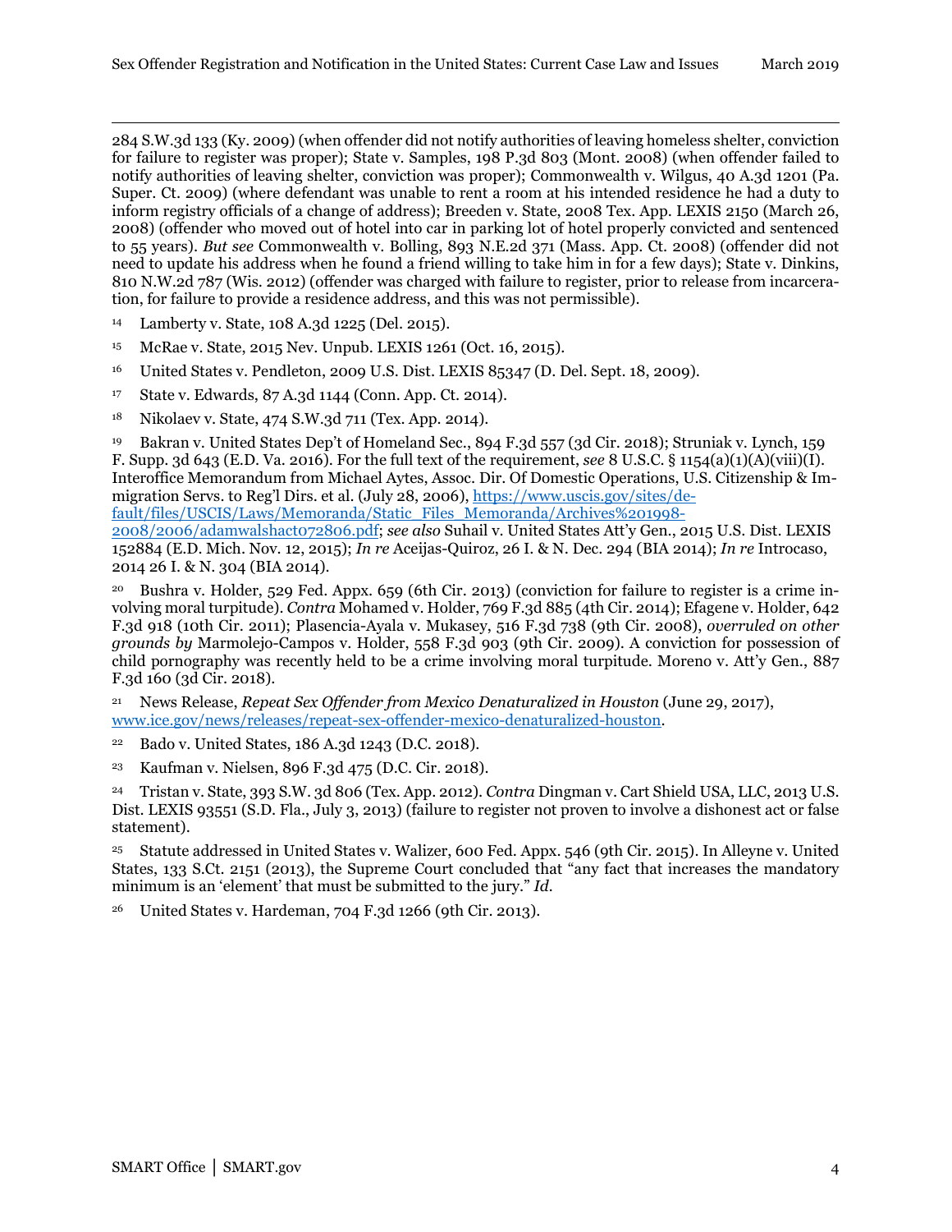284 S.W.3d 133 (Ky. 2009) (when offender did not notify authorities of leaving homeless shelter, conviction for failure to register was proper); State v. Samples, 198 P.3d 803 (Mont. 2008) (when offender failed to notify authorities of leaving shelter, conviction was proper); Commonwealth v. Wilgus, 40 A.3d 1201 (Pa. Super. Ct. 2009) (where defendant was unable to rent a room at his intended residence he had a duty to inform registry officials of a change of address); Breeden v. State, 2008 Tex. App. LEXIS 2150 (March 26, 2008) (offender who moved out of hotel into car in parking lot of hotel properly convicted and sentenced to 55 years). *But see* Commonwealth v. Bolling, 893 N.E.2d 371 (Mass. App. Ct. 2008) (offender did not need to update his address when he found a friend willing to take him in for a few days); State v. Dinkins, 810 N.W.2d 787 (Wis. 2012) (offender was charged with failure to register, prior to release from incarceration, for failure to provide a residence address, and this was not permissible).

[14] Lamberty v. State, 108 A.3d 1225 (Del. 2015).

[15] McRae v. State, 2015 Nev. Unpub. LEXIS 1261 (Oct. 16, 2015).

[16] United States v. Pendleton, 2009 U.S. Dist. LEXIS 85347 (D. Del. Sept. 18, 2009).

[17] State v. Edwards, 87 A.3d 1144 (Conn. App. Ct. 2014).

[18] Nikolaev v. State, 474 S.W.3d 711 (Tex. App. 2014).

[19] Bakran v. United States Dep't of Homeland Sec., 894 F.3d 557 (3d Cir. 2018); Struniak v. Lynch, 159 F. Supp. 3d 643 (E.D. Va. 2016). For the full text of the requirement, *see* 8 U.S.C. § 1154(a)(1)(A)(viii)(I). Interoffice Memorandum from Michael Aytes, Assoc. Dir. Of Domestic Operations, U.S. Citizenship & Immigration Servs. to Reg'l Dirs. et al. (July 28, 2006), https://www.uscis.gov/sites/default/files/USCIS/Laws/Memoranda/Static_Files_Memoranda/Archives%201998-2008/2006/adamwalshact072806.pdf; *see also* Suhail v. United States Att'y Gen., 2015 U.S. Dist. LEXIS 152884 (E.D. Mich. Nov. 12, 2015); *In re* Aceijas-Quiroz, 26 I. & N. Dec. 294 (BIA 2014); *In re* Introcaso, 2014 26 I. & N. 304 (BIA 2014).

[20] Bushra v. Holder, 529 Fed. Appx. 659 (6th Cir. 2013) (conviction for failure to register is a crime involving moral turpitude). *Contra* Mohamed v. Holder, 769 F.3d 885 (4th Cir. 2014); Efagene v. Holder, 642 F.3d 918 (10th Cir. 2011); Plasencia-Ayala v. Mukasey, 516 F.3d 738 (9th Cir. 2008), *overruled on other grounds by* Marmolejo-Campos v. Holder, 558 F.3d 903 (9th Cir. 2009). A conviction for possession of child pornography was recently held to be a crime involving moral turpitude. Moreno v. Att'y Gen., 887 F.3d 160 (3d Cir. 2018).

[21] News Release, *Repeat Sex Offender from Mexico Denaturalized in Houston* (June 29, 2017), www.ice.gov/news/releases/repeat-sex-offender-mexico-denaturalized-houston.

[22] Bado v. United States, 186 A.3d 1243 (D.C. 2018).

[23] Kaufman v. Nielsen, 896 F.3d 475 (D.C. Cir. 2018).

[24] Tristan v. State, 393 S.W. 3d 806 (Tex. App. 2012). *Contra* Dingman v. Cart Shield USA, LLC, 2013 U.S. Dist. LEXIS 93551 (S.D. Fla., July 3, 2013) (failure to register not proven to involve a dishonest act or false statement).

[25] Statute addressed in United States v. Walizer, 600 Fed. Appx. 546 (9th Cir. 2015). In Alleyne v. United States, 133 S.Ct. 2151 (2013), the Supreme Court concluded that "any fact that increases the mandatory minimum is an 'element' that must be submitted to the jury." *Id.*

[26] United States v. Hardeman, 704 F.3d 1266 (9th Cir. 2013).